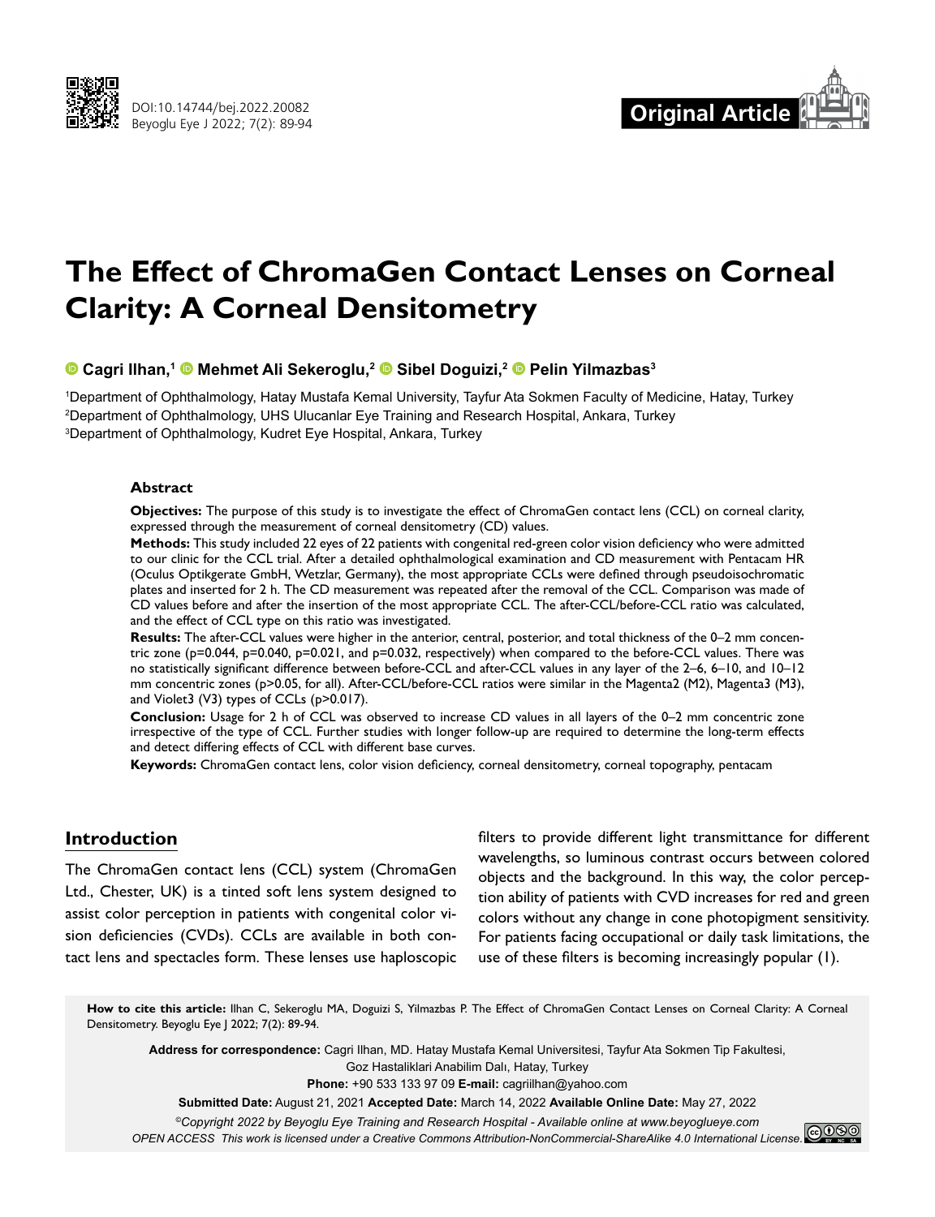# The Effect of ChromaGen Contact Lenses on Corneal Clarity: A Corneal Densitometry

**Cagri Ilhan,[1] Mehmet Ali Sekeroglu,[2] Sibel Doguizi,[2] Pelin Yilmazbas[3]**

[1]Department of Ophthalmology, Hatay Mustafa Kemal University, Tayfur Ata Sokmen Faculty of Medicine, Hatay, Turkey
[2]Department of Ophthalmology, UHS Ulucanlar Eye Training and Research Hospital, Ankara, Turkey
[3]Department of Ophthalmology, Kudret Eye Hospital, Ankara, Turkey

### Abstract

**Objectives:** The purpose of this study is to investigate the effect of ChromaGen contact lens (CCL) on corneal clarity, expressed through the measurement of corneal densitometry (CD) values.

**Methods:** This study included 22 eyes of 22 patients with congenital red-green color vision deficiency who were admitted to our clinic for the CCL trial. After a detailed ophthalmological examination and CD measurement with Pentacam HR (Oculus Optikgerate GmbH, Wetzlar, Germany), the most appropriate CCLs were defined through pseudoisochromatic plates and inserted for 2 h. The CD measurement was repeated after the removal of the CCL. Comparison was made of CD values before and after the insertion of the most appropriate CCL. The after-CCL/before-CCL ratio was calculated, and the effect of CCL type on this ratio was investigated.

**Results:** The after-CCL values were higher in the anterior, central, posterior, and total thickness of the 0–2 mm concentric zone (p=0.044, p=0.040, p=0.021, and p=0.032, respectively) when compared to the before-CCL values. There was no statistically significant difference between before-CCL and after-CCL values in any layer of the 2–6, 6–10, and 10–12 mm concentric zones (p>0.05, for all). After-CCL/before-CCL ratios were similar in the Magenta2 (M2), Magenta3 (M3), and Violet3 (V3) types of CCLs (p>0.017).

**Conclusion:** Usage for 2 h of CCL was observed to increase CD values in all layers of the 0–2 mm concentric zone irrespective of the type of CCL. Further studies with longer follow-up are required to determine the long-term effects and detect differing effects of CCL with different base curves.

**Keywords:** ChromaGen contact lens, color vision deficiency, corneal densitometry, corneal topography, pentacam

## Introduction

The ChromaGen contact lens (CCL) system (ChromaGen Ltd., Chester, UK) is a tinted soft lens system designed to assist color perception in patients with congenital color vision deficiencies (CVDs). CCLs are available in both contact lens and spectacles form. These lenses use haploscopic filters to provide different light transmittance for different wavelengths, so luminous contrast occurs between colored objects and the background. In this way, the color perception ability of patients with CVD increases for red and green colors without any change in cone photopigment sensitivity. For patients facing occupational or daily task limitations, the use of these filters is becoming increasingly popular (1).

**How to cite this article:** Ilhan C, Sekeroglu MA, Doguizi S, Yilmazbas P. The Effect of ChromaGen Contact Lenses on Corneal Clarity: A Corneal Densitometry. Beyoglu Eye J 2022; 7(2): 89-94.

**Address for correspondence:** Cagri Ilhan, MD. Hatay Mustafa Kemal Universitesi, Tayfur Ata Sokmen Tip Fakultesi, Goz Hastaliklari Anabilim Dalı, Hatay, Turkey

**Phone:** +90 533 133 97 09 **E-mail:** cagriilhan@yahoo.com

**Submitted Date:** August 21, 2021 **Accepted Date:** March 14, 2022 **Available Online Date:** May 27, 2022

*©Copyright 2022 by Beyoglu Eye Training and Research Hospital - Available online at www.beyoglueye.com*
*OPEN ACCESS This work is licensed under a Creative Commons Attribution-NonCommercial-ShareAlike 4.0 International License.*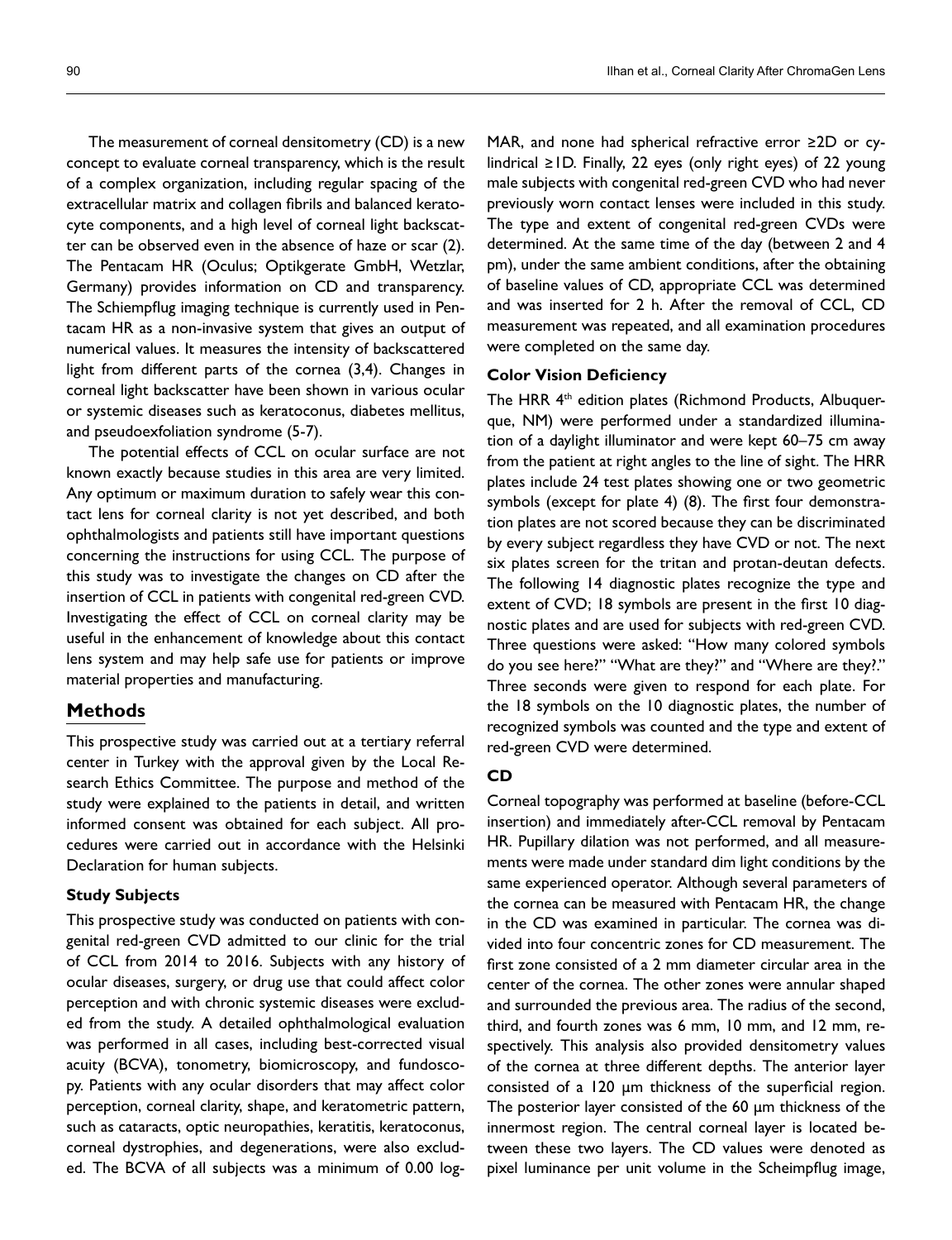The measurement of corneal densitometry (CD) is a new concept to evaluate corneal transparency, which is the result of a complex organization, including regular spacing of the extracellular matrix and collagen fibrils and balanced keratocyte components, and a high level of corneal light backscatter can be observed even in the absence of haze or scar (2). The Pentacam HR (Oculus; Optikgerate GmbH, Wetzlar, Germany) provides information on CD and transparency. The Schiempflug imaging technique is currently used in Pentacam HR as a non-invasive system that gives an output of numerical values. It measures the intensity of backscattered light from different parts of the cornea (3,4). Changes in corneal light backscatter have been shown in various ocular or systemic diseases such as keratoconus, diabetes mellitus, and pseudoexfoliation syndrome (5-7).

The potential effects of CCL on ocular surface are not known exactly because studies in this area are very limited. Any optimum or maximum duration to safely wear this contact lens for corneal clarity is not yet described, and both ophthalmologists and patients still have important questions concerning the instructions for using CCL. The purpose of this study was to investigate the changes on CD after the insertion of CCL in patients with congenital red-green CVD. Investigating the effect of CCL on corneal clarity may be useful in the enhancement of knowledge about this contact lens system and may help safe use for patients or improve material properties and manufacturing.

## Methods

This prospective study was carried out at a tertiary referral center in Turkey with the approval given by the Local Research Ethics Committee. The purpose and method of the study were explained to the patients in detail, and written informed consent was obtained for each subject. All procedures were carried out in accordance with the Helsinki Declaration for human subjects.

### Study Subjects

This prospective study was conducted on patients with congenital red-green CVD admitted to our clinic for the trial of CCL from 2014 to 2016. Subjects with any history of ocular diseases, surgery, or drug use that could affect color perception and with chronic systemic diseases were excluded from the study. A detailed ophthalmological evaluation was performed in all cases, including best-corrected visual acuity (BCVA), tonometry, biomicroscopy, and fundoscopy. Patients with any ocular disorders that may affect color perception, corneal clarity, shape, and keratometric pattern, such as cataracts, optic neuropathies, keratitis, keratoconus, corneal dystrophies, and degenerations, were also excluded. The BCVA of all subjects was a minimum of 0.00 logMAR, and none had spherical refractive error ≥2D or cylindrical ≥1D. Finally, 22 eyes (only right eyes) of 22 young male subjects with congenital red-green CVD who had never previously worn contact lenses were included in this study. The type and extent of congenital red-green CVDs were determined. At the same time of the day (between 2 and 4 pm), under the same ambient conditions, after the obtaining of baseline values of CD, appropriate CCL was determined and was inserted for 2 h. After the removal of CCL, CD measurement was repeated, and all examination procedures were completed on the same day.

### Color Vision Deficiency

The HRR 4th edition plates (Richmond Products, Albuquerque, NM) were performed under a standardized illumination of a daylight illuminator and were kept 60–75 cm away from the patient at right angles to the line of sight. The HRR plates include 24 test plates showing one or two geometric symbols (except for plate 4) (8). The first four demonstration plates are not scored because they can be discriminated by every subject regardless they have CVD or not. The next six plates screen for the tritan and protan-deutan defects. The following 14 diagnostic plates recognize the type and extent of CVD; 18 symbols are present in the first 10 diagnostic plates and are used for subjects with red-green CVD. Three questions were asked: "How many colored symbols do you see here?" "What are they?" and "Where are they?." Three seconds were given to respond for each plate. For the 18 symbols on the 10 diagnostic plates, the number of recognized symbols was counted and the type and extent of red-green CVD were determined.

### CD

Corneal topography was performed at baseline (before-CCL insertion) and immediately after-CCL removal by Pentacam HR. Pupillary dilation was not performed, and all measurements were made under standard dim light conditions by the same experienced operator. Although several parameters of the cornea can be measured with Pentacam HR, the change in the CD was examined in particular. The cornea was divided into four concentric zones for CD measurement. The first zone consisted of a 2 mm diameter circular area in the center of the cornea. The other zones were annular shaped and surrounded the previous area. The radius of the second, third, and fourth zones was 6 mm, 10 mm, and 12 mm, respectively. This analysis also provided densitometry values of the cornea at three different depths. The anterior layer consisted of a 120 µm thickness of the superficial region. The posterior layer consisted of the 60 µm thickness of the innermost region. The central corneal layer is located between these two layers. The CD values were denoted as pixel luminance per unit volume in the Scheimpflug image,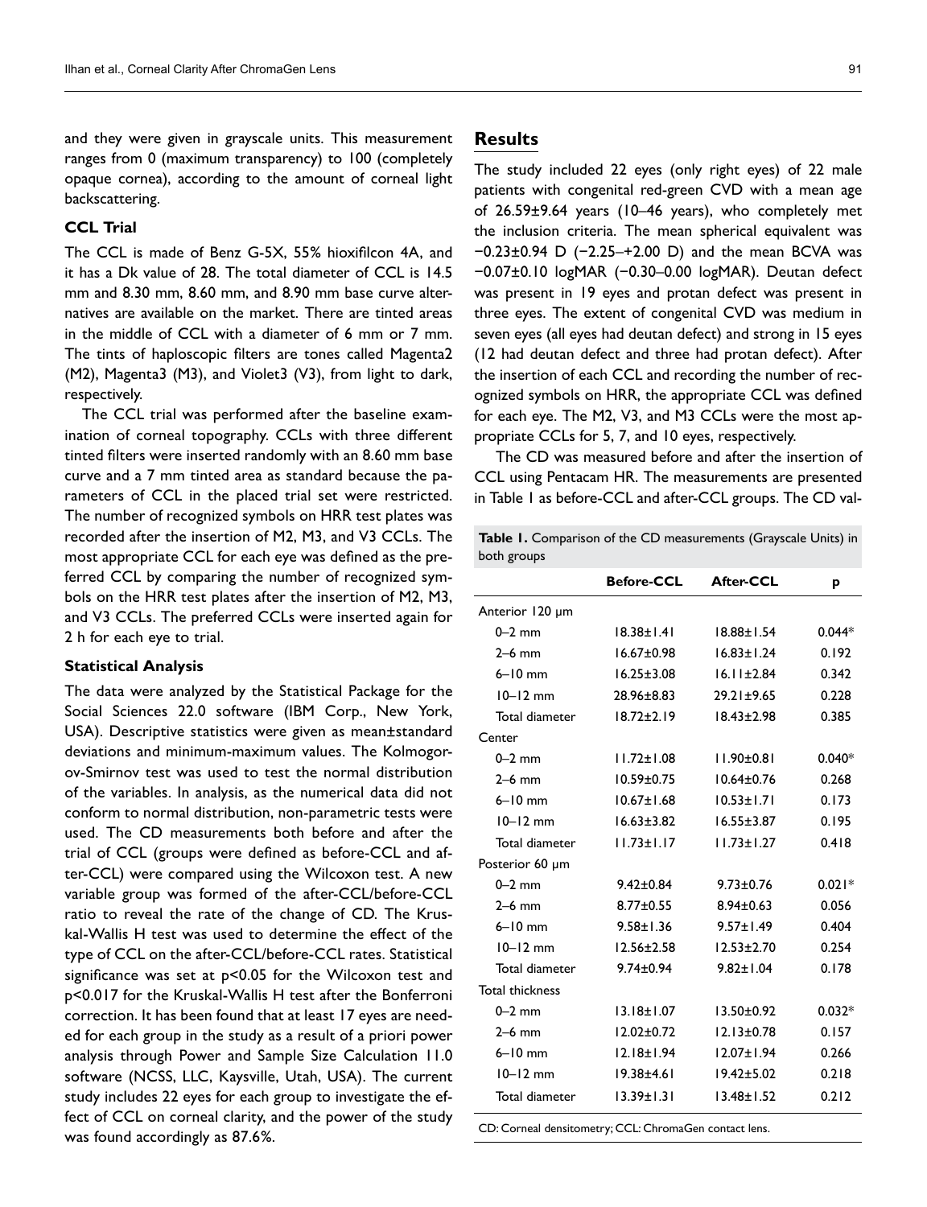and they were given in grayscale units. This measurement ranges from 0 (maximum transparency) to 100 (completely opaque cornea), according to the amount of corneal light backscattering.

### CCL Trial

The CCL is made of Benz G-5X, 55% hioxifilcon 4A, and it has a Dk value of 28. The total diameter of CCL is 14.5 mm and 8.30 mm, 8.60 mm, and 8.90 mm base curve alternatives are available on the market. There are tinted areas in the middle of CCL with a diameter of 6 mm or 7 mm. The tints of haploscopic filters are tones called Magenta2 (M2), Magenta3 (M3), and Violet3 (V3), from light to dark, respectively.

The CCL trial was performed after the baseline examination of corneal topography. CCLs with three different tinted filters were inserted randomly with an 8.60 mm base curve and a 7 mm tinted area as standard because the parameters of CCL in the placed trial set were restricted. The number of recognized symbols on HRR test plates was recorded after the insertion of M2, M3, and V3 CCLs. The most appropriate CCL for each eye was defined as the preferred CCL by comparing the number of recognized symbols on the HRR test plates after the insertion of M2, M3, and V3 CCLs. The preferred CCLs were inserted again for 2 h for each eye to trial.

### Statistical Analysis

The data were analyzed by the Statistical Package for the Social Sciences 22.0 software (IBM Corp., New York, USA). Descriptive statistics were given as mean±standard deviations and minimum-maximum values. The Kolmogorov-Smirnov test was used to test the normal distribution of the variables. In analysis, as the numerical data did not conform to normal distribution, non-parametric tests were used. The CD measurements both before and after the trial of CCL (groups were defined as before-CCL and after-CCL) were compared using the Wilcoxon test. A new variable group was formed of the after-CCL/before-CCL ratio to reveal the rate of the change of CD. The Kruskal-Wallis H test was used to determine the effect of the type of CCL on the after-CCL/before-CCL rates. Statistical significance was set at $p<0.05$ for the Wilcoxon test and $p<0.017$ for the Kruskal-Wallis H test after the Bonferroni correction. It has been found that at least 17 eyes are needed for each group in the study as a result of a priori power analysis through Power and Sample Size Calculation 11.0 software (NCSS, LLC, Kaysville, Utah, USA). The current study includes 22 eyes for each group to investigate the effect of CCL on corneal clarity, and the power of the study was found accordingly as 87.6%.

## Results

The study included 22 eyes (only right eyes) of 22 male patients with congenital red-green CVD with a mean age of 26.59±9.64 years (10–46 years), who completely met the inclusion criteria. The mean spherical equivalent was −0.23±0.94 D (−2.25–+2.00 D) and the mean BCVA was −0.07±0.10 logMAR (−0.30–0.00 logMAR). Deutan defect was present in 19 eyes and protan defect was present in three eyes. The extent of congenital CVD was medium in seven eyes (all eyes had deutan defect) and strong in 15 eyes (12 had deutan defect and three had protan defect). After the insertion of each CCL and recording the number of recognized symbols on HRR, the appropriate CCL was defined for each eye. The M2, V3, and M3 CCLs were the most appropriate CCLs for 5, 7, and 10 eyes, respectively.

The CD was measured before and after the insertion of CCL using Pentacam HR. The measurements are presented in Table 1 as before-CCL and after-CCL groups. The CD val-

**Table 1.** Comparison of the CD measurements (Grayscale Units) in both groups

| | Before-CCL | After-CCL | p |
|---|---|---|---|
| Anterior 120 µm | | | |
| 0–2 mm | 18.38±1.41 | 18.88±1.54 | 0.044* |
| 2–6 mm | 16.67±0.98 | 16.83±1.24 | 0.192 |
| 6–10 mm | 16.25±3.08 | 16.11±2.84 | 0.342 |
| 10–12 mm | 28.96±8.83 | 29.21±9.65 | 0.228 |
| Total diameter | 18.72±2.19 | 18.43±2.98 | 0.385 |
| Center | | | |
| 0–2 mm | 11.72±1.08 | 11.90±0.81 | 0.040* |
| 2–6 mm | 10.59±0.75 | 10.64±0.76 | 0.268 |
| 6–10 mm | 10.67±1.68 | 10.53±1.71 | 0.173 |
| 10–12 mm | 16.63±3.82 | 16.55±3.87 | 0.195 |
| Total diameter | 11.73±1.17 | 11.73±1.27 | 0.418 |
| Posterior 60 µm | | | |
| 0–2 mm | 9.42±0.84 | 9.73±0.76 | 0.021* |
| 2–6 mm | 8.77±0.55 | 8.94±0.63 | 0.056 |
| 6–10 mm | 9.58±1.36 | 9.57±1.49 | 0.404 |
| 10–12 mm | 12.56±2.58 | 12.53±2.70 | 0.254 |
| Total diameter | 9.74±0.94 | 9.82±1.04 | 0.178 |
| Total thickness | | | |
| 0–2 mm | 13.18±1.07 | 13.50±0.92 | 0.032* |
| 2–6 mm | 12.02±0.72 | 12.13±0.78 | 0.157 |
| 6–10 mm | 12.18±1.94 | 12.07±1.94 | 0.266 |
| 10–12 mm | 19.38±4.61 | 19.42±5.02 | 0.218 |
| Total diameter | 13.39±1.31 | 13.48±1.52 | 0.212 |

CD: Corneal densitometry; CCL: ChromaGen contact lens.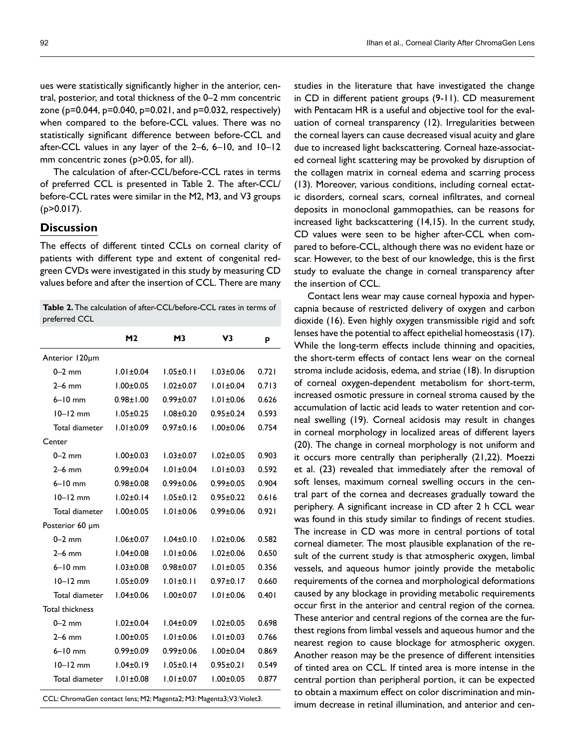ues were statistically significantly higher in the anterior, central, posterior, and total thickness of the 0–2 mm concentric zone (p=0.044, p=0.040, p=0.021, and p=0.032, respectively) when compared to the before-CCL values. There was no statistically significant difference between before-CCL and after-CCL values in any layer of the 2–6, 6–10, and 10–12 mm concentric zones (p>0.05, for all).

The calculation of after-CCL/before-CCL rates in terms of preferred CCL is presented in Table 2. The after-CCL/before-CCL rates were similar in the M2, M3, and V3 groups (p>0.017).

## Discussion

The effects of different tinted CCLs on corneal clarity of patients with different type and extent of congenital red-green CVDs were investigated in this study by measuring CD values before and after the insertion of CCL. There are many studies in the literature that have investigated the change in CD in different patient groups (9-11). CD measurement with Pentacam HR is a useful and objective tool for the evaluation of corneal transparency (12). Irregularities between the corneal layers can cause decreased visual acuity and glare due to increased light backscattering. Corneal haze-associated corneal light scattering may be provoked by disruption of the collagen matrix in corneal edema and scarring process (13). Moreover, various conditions, including corneal ectatic disorders, corneal scars, corneal infiltrates, and corneal deposits in monoclonal gammopathies, can be reasons for increased light backscattering (14,15). In the current study, CD values were seen to be higher after-CCL when compared to before-CCL, although there was no evident haze or scar. However, to the best of our knowledge, this is the first study to evaluate the change in corneal transparency after the insertion of CCL.

**Table 2.** The calculation of after-CCL/before-CCL rates in terms of preferred CCL

| | M2 | M3 | V3 | p |
|---|---|---|---|---|
| Anterior 120µm | | | | |
| 0–2 mm | 1.01±0.04 | 1.05±0.11 | 1.03±0.06 | 0.721 |
| 2–6 mm | 1.00±0.05 | 1.02±0.07 | 1.01±0.04 | 0.713 |
| 6–10 mm | 0.98±1.00 | 0.99±0.07 | 1.01±0.06 | 0.626 |
| 10–12 mm | 1.05±0.25 | 1.08±0.20 | 0.95±0.24 | 0.593 |
| Total diameter | 1.01±0.09 | 0.97±0.16 | 1.00±0.06 | 0.754 |
| Center | | | | |
| 0–2 mm | 1.00±0.03 | 1.03±0.07 | 1.02±0.05 | 0.903 |
| 2–6 mm | 0.99±0.04 | 1.01±0.04 | 1.01±0.03 | 0.592 |
| 6–10 mm | 0.98±0.08 | 0.99±0.06 | 0.99±0.05 | 0.904 |
| 10–12 mm | 1.02±0.14 | 1.05±0.12 | 0.95±0.22 | 0.616 |
| Total diameter | 1.00±0.05 | 1.01±0.06 | 0.99±0.06 | 0.921 |
| Posterior 60 µm | | | | |
| 0–2 mm | 1.06±0.07 | 1.04±0.10 | 1.02±0.06 | 0.582 |
| 2–6 mm | 1.04±0.08 | 1.01±0.06 | 1.02±0.06 | 0.650 |
| 6–10 mm | 1.03±0.08 | 0.98±0.07 | 1.01±0.05 | 0.356 |
| 10–12 mm | 1.05±0.09 | 1.01±0.11 | 0.97±0.17 | 0.660 |
| Total diameter | 1.04±0.06 | 1.00±0.07 | 1.01±0.06 | 0.401 |
| Total thickness | | | | |
| 0–2 mm | 1.02±0.04 | 1.04±0.09 | 1.02±0.05 | 0.698 |
| 2–6 mm | 1.00±0.05 | 1.01±0.06 | 1.01±0.03 | 0.766 |
| 6–10 mm | 0.99±0.09 | 0.99±0.06 | 1.00±0.04 | 0.869 |
| 10–12 mm | 1.04±0.19 | 1.05±0.14 | 0.95±0.21 | 0.549 |
| Total diameter | 1.01±0.08 | 1.01±0.07 | 1.00±0.05 | 0.877 |

CCL: ChromaGen contact lens; M2: Magenta2; M3: Magenta3; V3: Violet3.

Contact lens wear may cause corneal hypoxia and hypercapnia because of restricted delivery of oxygen and carbon dioxide (16). Even highly oxygen transmissible rigid and soft lenses have the potential to affect epithelial homeostasis (17). While the long-term effects include thinning and opacities, the short-term effects of contact lens wear on the corneal stroma include acidosis, edema, and striae (18). In disruption of corneal oxygen-dependent metabolism for short-term, increased osmotic pressure in corneal stroma caused by the accumulation of lactic acid leads to water retention and corneal swelling (19). Corneal acidosis may result in changes in corneal morphology in localized areas of different layers (20). The change in corneal morphology is not uniform and it occurs more centrally than peripherally (21,22). Moezzi et al. (23) revealed that immediately after the removal of soft lenses, maximum corneal swelling occurs in the central part of the cornea and decreases gradually toward the periphery. A significant increase in CD after 2 h CCL wear was found in this study similar to findings of recent studies. The increase in CD was more in central portions of total corneal diameter. The most plausible explanation of the result of the current study is that atmospheric oxygen, limbal vessels, and aqueous humor jointly provide the metabolic requirements of the cornea and morphological deformations caused by any blockage in providing metabolic requirements occur first in the anterior and central region of the cornea. These anterior and central regions of the cornea are the furthest regions from limbal vessels and aqueous humor and the nearest region to cause blockage for atmospheric oxygen. Another reason may be the presence of different intensities of tinted area on CCL. If tinted area is more intense in the central portion than peripheral portion, it can be expected to obtain a maximum effect on color discrimination and minimum decrease in retinal illumination, and anterior and cen-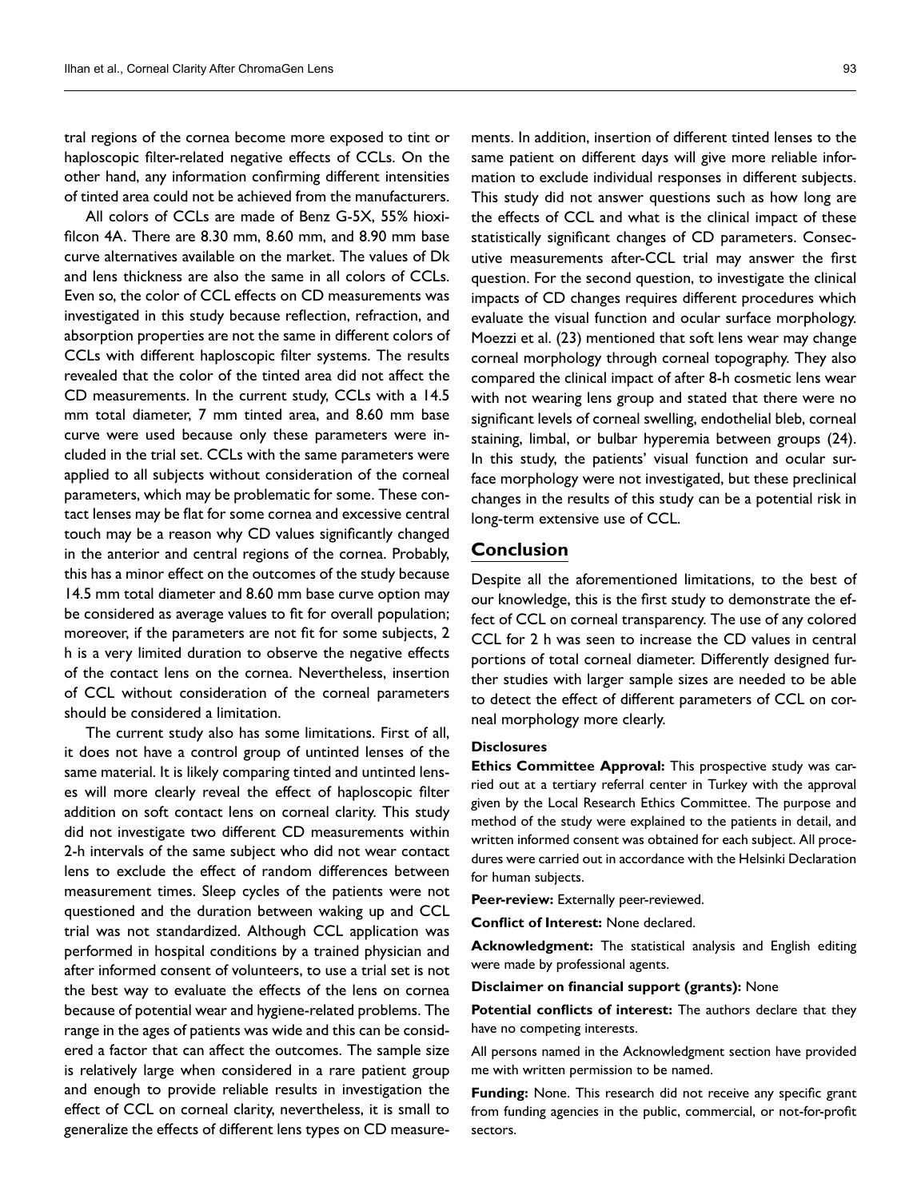tral regions of the cornea become more exposed to tint or haploscopic filter-related negative effects of CCLs. On the other hand, any information confirming different intensities of tinted area could not be achieved from the manufacturers.

All colors of CCLs are made of Benz G-5X, 55% hioxifilcon 4A. There are 8.30 mm, 8.60 mm, and 8.90 mm base curve alternatives available on the market. The values of Dk and lens thickness are also the same in all colors of CCLs. Even so, the color of CCL effects on CD measurements was investigated in this study because reflection, refraction, and absorption properties are not the same in different colors of CCLs with different haploscopic filter systems. The results revealed that the color of the tinted area did not affect the CD measurements. In the current study, CCLs with a 14.5 mm total diameter, 7 mm tinted area, and 8.60 mm base curve were used because only these parameters were included in the trial set. CCLs with the same parameters were applied to all subjects without consideration of the corneal parameters, which may be problematic for some. These contact lenses may be flat for some cornea and excessive central touch may be a reason why CD values significantly changed in the anterior and central regions of the cornea. Probably, this has a minor effect on the outcomes of the study because 14.5 mm total diameter and 8.60 mm base curve option may be considered as average values to fit for overall population; moreover, if the parameters are not fit for some subjects, 2 h is a very limited duration to observe the negative effects of the contact lens on the cornea. Nevertheless, insertion of CCL without consideration of the corneal parameters should be considered a limitation.

The current study also has some limitations. First of all, it does not have a control group of untinted lenses of the same material. It is likely comparing tinted and untinted lenses will more clearly reveal the effect of haploscopic filter addition on soft contact lens on corneal clarity. This study did not investigate two different CD measurements within 2-h intervals of the same subject who did not wear contact lens to exclude the effect of random differences between measurement times. Sleep cycles of the patients were not questioned and the duration between waking up and CCL trial was not standardized. Although CCL application was performed in hospital conditions by a trained physician and after informed consent of volunteers, to use a trial set is not the best way to evaluate the effects of the lens on cornea because of potential wear and hygiene-related problems. The range in the ages of patients was wide and this can be considered a factor that can affect the outcomes. The sample size is relatively large when considered in a rare patient group and enough to provide reliable results in investigation the effect of CCL on corneal clarity, nevertheless, it is small to generalize the effects of different lens types on CD measurements. In addition, insertion of different tinted lenses to the same patient on different days will give more reliable information to exclude individual responses in different subjects. This study did not answer questions such as how long are the effects of CCL and what is the clinical impact of these statistically significant changes of CD parameters. Consecutive measurements after-CCL trial may answer the first question. For the second question, to investigate the clinical impacts of CD changes requires different procedures which evaluate the visual function and ocular surface morphology. Moezzi et al. (23) mentioned that soft lens wear may change corneal morphology through corneal topography. They also compared the clinical impact of after 8-h cosmetic lens wear with not wearing lens group and stated that there were no significant levels of corneal swelling, endothelial bleb, corneal staining, limbal, or bulbar hyperemia between groups (24). In this study, the patients' visual function and ocular surface morphology were not investigated, but these preclinical changes in the results of this study can be a potential risk in long-term extensive use of CCL.

## Conclusion

Despite all the aforementioned limitations, to the best of our knowledge, this is the first study to demonstrate the effect of CCL on corneal transparency. The use of any colored CCL for 2 h was seen to increase the CD values in central portions of total corneal diameter. Differently designed further studies with larger sample sizes are needed to be able to detect the effect of different parameters of CCL on corneal morphology more clearly.

### Disclosures

**Ethics Committee Approval:** This prospective study was carried out at a tertiary referral center in Turkey with the approval given by the Local Research Ethics Committee. The purpose and method of the study were explained to the patients in detail, and written informed consent was obtained for each subject. All procedures were carried out in accordance with the Helsinki Declaration for human subjects.

**Peer-review:** Externally peer-reviewed.

**Conflict of Interest:** None declared.

**Acknowledgment:** The statistical analysis and English editing were made by professional agents.

**Disclaimer on financial support (grants):** None

**Potential conflicts of interest:** The authors declare that they have no competing interests.

All persons named in the Acknowledgment section have provided me with written permission to be named.

**Funding:** None. This research did not receive any specific grant from funding agencies in the public, commercial, or not-for-profit sectors.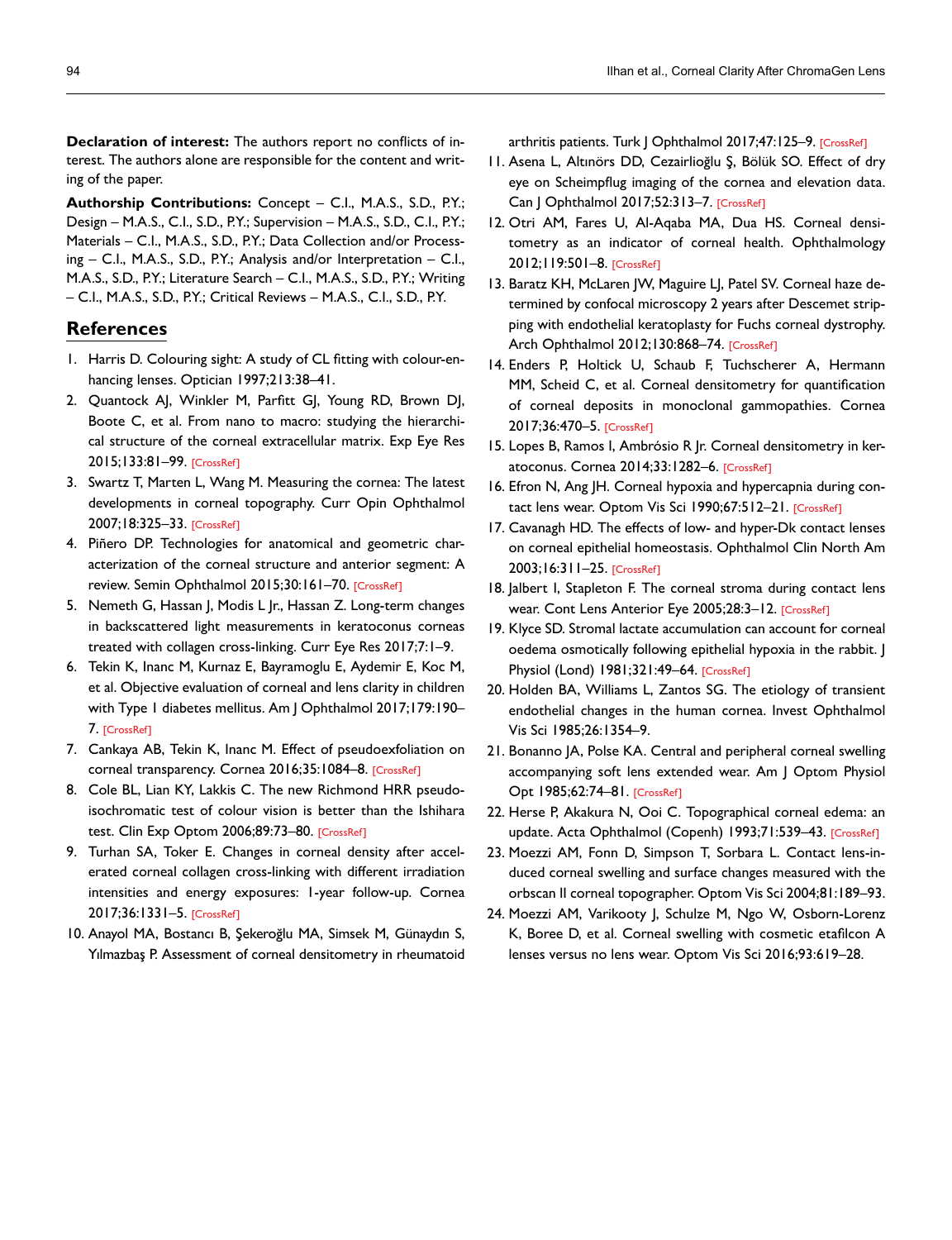**Declaration of interest:** The authors report no conflicts of interest. The authors alone are responsible for the content and writing of the paper.

**Authorship Contributions:** Concept – C.I., M.A.S., S.D., P.Y.; Design – M.A.S., C.I., S.D., P.Y.; Supervision – M.A.S., S.D., C.I., P.Y.; Materials – C.I., M.A.S., S.D., P.Y.; Data Collection and/or Processing – C.I., M.A.S., S.D., P.Y.; Analysis and/or Interpretation – C.I., M.A.S., S.D., P.Y.; Literature Search – C.I., M.A.S., S.D., P.Y.; Writing – C.I., M.A.S., S.D., P.Y.; Critical Reviews – M.A.S., C.I., S.D., P.Y.

## References

1. Harris D. Colouring sight: A study of CL fitting with colour-enhancing lenses. Optician 1997;213:38–41.
2. Quantock AJ, Winkler M, Parfitt GJ, Young RD, Brown DJ, Boote C, et al. From nano to macro: studying the hierarchical structure of the corneal extracellular matrix. Exp Eye Res 2015;133:81–99. [CrossRef]
3. Swartz T, Marten L, Wang M. Measuring the cornea: The latest developments in corneal topography. Curr Opin Ophthalmol 2007;18:325–33. [CrossRef]
4. Piñero DP. Technologies for anatomical and geometric characterization of the corneal structure and anterior segment: A review. Semin Ophthalmol 2015;30:161–70. [CrossRef]
5. Nemeth G, Hassan J, Modis L Jr., Hassan Z. Long-term changes in backscattered light measurements in keratoconus corneas treated with collagen cross-linking. Curr Eye Res 2017;7:1–9.
6. Tekin K, Inanc M, Kurnaz E, Bayramoglu E, Aydemir E, Koc M, et al. Objective evaluation of corneal and lens clarity in children with Type 1 diabetes mellitus. Am J Ophthalmol 2017;179:190–7. [CrossRef]
7. Cankaya AB, Tekin K, Inanc M. Effect of pseudoexfoliation on corneal transparency. Cornea 2016;35:1084–8. [CrossRef]
8. Cole BL, Lian KY, Lakkis C. The new Richmond HRR pseudoisochromatic test of colour vision is better than the Ishihara test. Clin Exp Optom 2006;89:73–80. [CrossRef]
9. Turhan SA, Toker E. Changes in corneal density after accelerated corneal collagen cross-linking with different irradiation intensities and energy exposures: 1-year follow-up. Cornea 2017;36:1331–5. [CrossRef]
10. Anayol MA, Bostancı B, Şekeroğlu MA, Simsek M, Günaydın S, Yılmazbaş P. Assessment of corneal densitometry in rheumatoid arthritis patients. Turk J Ophthalmol 2017;47:125–9. [CrossRef]
11. Asena L, Altınörs DD, Cezairlioğlu Ş, Bölük SO. Effect of dry eye on Scheimpflug imaging of the cornea and elevation data. Can J Ophthalmol 2017;52:313–7. [CrossRef]
12. Otri AM, Fares U, Al-Aqaba MA, Dua HS. Corneal densitometry as an indicator of corneal health. Ophthalmology 2012;119:501–8. [CrossRef]
13. Baratz KH, McLaren JW, Maguire LJ, Patel SV. Corneal haze determined by confocal microscopy 2 years after Descemet stripping with endothelial keratoplasty for Fuchs corneal dystrophy. Arch Ophthalmol 2012;130:868–74. [CrossRef]
14. Enders P, Holtick U, Schaub F, Tuchscherer A, Hermann MM, Scheid C, et al. Corneal densitometry for quantification of corneal deposits in monoclonal gammopathies. Cornea 2017;36:470–5. [CrossRef]
15. Lopes B, Ramos I, Ambrósio R Jr. Corneal densitometry in keratoconus. Cornea 2014;33:1282–6. [CrossRef]
16. Efron N, Ang JH. Corneal hypoxia and hypercapnia during contact lens wear. Optom Vis Sci 1990;67:512–21. [CrossRef]
17. Cavanagh HD. The effects of low- and hyper-Dk contact lenses on corneal epithelial homeostasis. Ophthalmol Clin North Am 2003;16:311–25. [CrossRef]
18. Jalbert I, Stapleton F. The corneal stroma during contact lens wear. Cont Lens Anterior Eye 2005;28:3–12. [CrossRef]
19. Klyce SD. Stromal lactate accumulation can account for corneal oedema osmotically following epithelial hypoxia in the rabbit. J Physiol (Lond) 1981;321:49–64. [CrossRef]
20. Holden BA, Williams L, Zantos SG. The etiology of transient endothelial changes in the human cornea. Invest Ophthalmol Vis Sci 1985;26:1354–9.
21. Bonanno JA, Polse KA. Central and peripheral corneal swelling accompanying soft lens extended wear. Am J Optom Physiol Opt 1985;62:74–81. [CrossRef]
22. Herse P, Akakura N, Ooi C. Topographical corneal edema: an update. Acta Ophthalmol (Copenh) 1993;71:539–43. [CrossRef]
23. Moezzi AM, Fonn D, Simpson T, Sorbara L. Contact lens-induced corneal swelling and surface changes measured with the orbscan II corneal topographer. Optom Vis Sci 2004;81:189–93.
24. Moezzi AM, Varikooty J, Schulze M, Ngo W, Osborn-Lorenz K, Boree D, et al. Corneal swelling with cosmetic etafilcon A lenses versus no lens wear. Optom Vis Sci 2016;93:619–28.